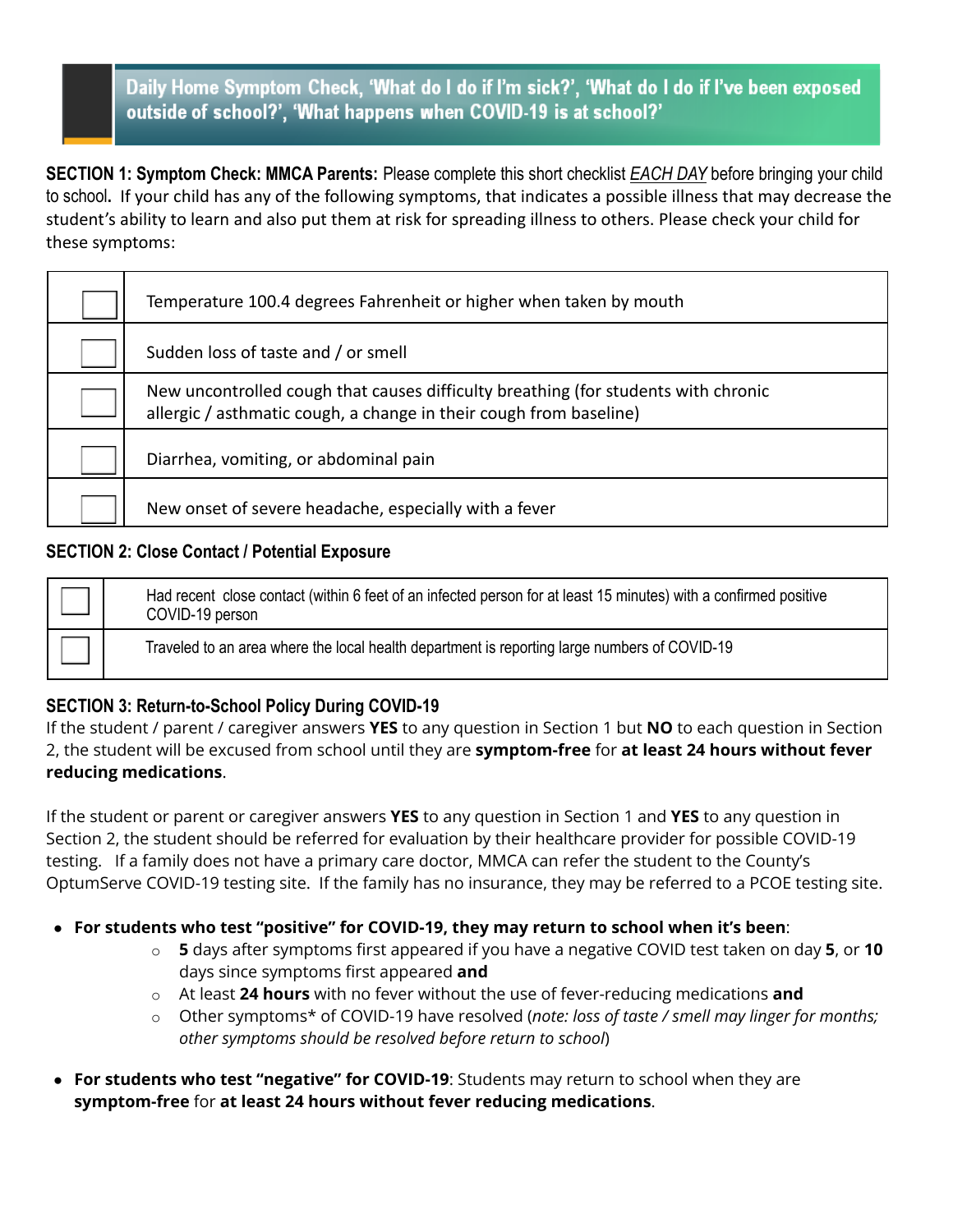# Daily Home Symptom Check, 'What do I do if I'm sick?', 'What do I do if I've been exposed outside of school?', 'What happens when COVID-19 is at school?'

**SECTION 1: Symptom Check: MMCA Parents:** Please complete this short checklist _EACH DAY_ before bringing your child to school**.** If your child has any of the following symptoms, that indicates a possible illness that may decrease the student's ability to learn and also put them at risk for spreading illness to others. Please check your child for these symptoms:

| | |
|---|---|
| ☐ | Temperature 100.4 degrees Fahrenheit or higher when taken by mouth |
| ☐ | Sudden loss of taste and / or smell |
| ☐ | New uncontrolled cough that causes difficulty breathing (for students with chronic allergic / asthmatic cough, a change in their cough from baseline) |
| ☐ | Diarrhea, vomiting, or abdominal pain |
| ☐ | New onset of severe headache, especially with a fever |

**SECTION 2: Close Contact / Potential Exposure**

| | |
|---|---|
| ☐ | Had recent close contact (within 6 feet of an infected person for at least 15 minutes) with a confirmed positive COVID-19 person |
| ☐ | Traveled to an area where the local health department is reporting large numbers of COVID-19 |

**SECTION 3: Return-to-School Policy During COVID-19**

If the student / parent / caregiver answers **YES** to any question in Section 1 but **NO** to each question in Section 2, the student will be excused from school until they are **symptom-free** for **at least 24 hours without fever reducing medications**.

If the student or parent or caregiver answers **YES** to any question in Section 1 and **YES** to any question in Section 2, the student should be referred for evaluation by their healthcare provider for possible COVID-19 testing. If a family does not have a primary care doctor, MMCA can refer the student to the County's OptumServe COVID-19 testing site. If the family has no insurance, they may be referred to a PCOE testing site.

- **For students who test "positive" for COVID-19, they may return to school when it's been**:
  - **5** days after symptoms first appeared if you have a negative COVID test taken on day **5**, or **10** days since symptoms first appeared **and**
  - At least **24 hours** with no fever without the use of fever-reducing medications **and**
  - Other symptoms* of COVID-19 have resolved (*note: loss of taste / smell may linger for months; other symptoms should be resolved before return to school*)
- **For students who test "negative" for COVID-19**: Students may return to school when they are **symptom-free** for **at least 24 hours without fever reducing medications**.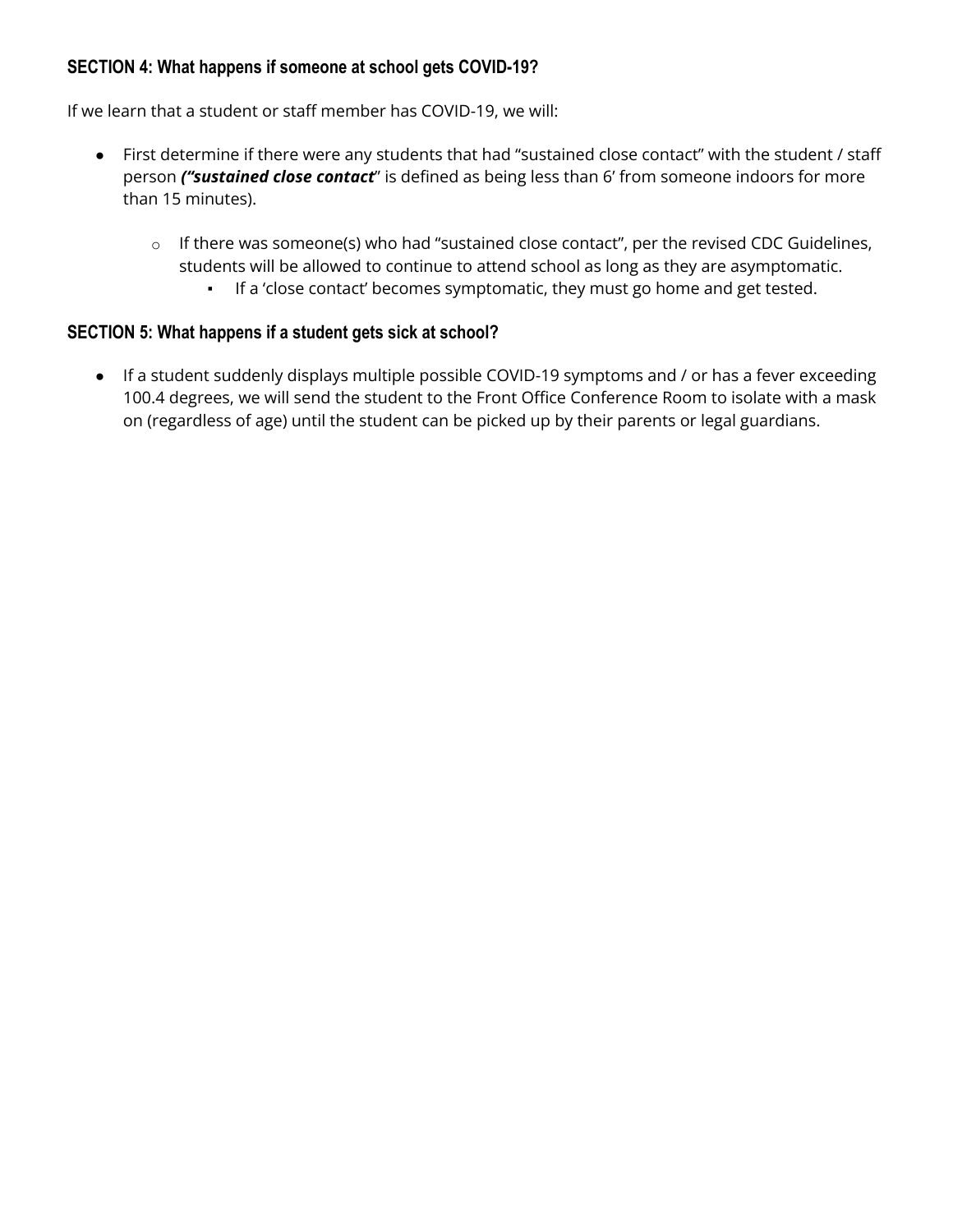## SECTION 4: What happens if someone at school gets COVID-19?

If we learn that a student or staff member has COVID-19, we will:

- First determine if there were any students that had “sustained close contact” with the student / staff person ***(“sustained close contact***” is defined as being less than 6’ from someone indoors for more than 15 minutes).
    - If there was someone(s) who had “sustained close contact”, per the revised CDC Guidelines, students will be allowed to continue to attend school as long as they are asymptomatic.
        - If a ‘close contact’ becomes symptomatic, they must go home and get tested.

## SECTION 5: What happens if a student gets sick at school?

- If a student suddenly displays multiple possible COVID-19 symptoms and / or has a fever exceeding 100.4 degrees, we will send the student to the Front Office Conference Room to isolate with a mask on (regardless of age) until the student can be picked up by their parents or legal guardians.